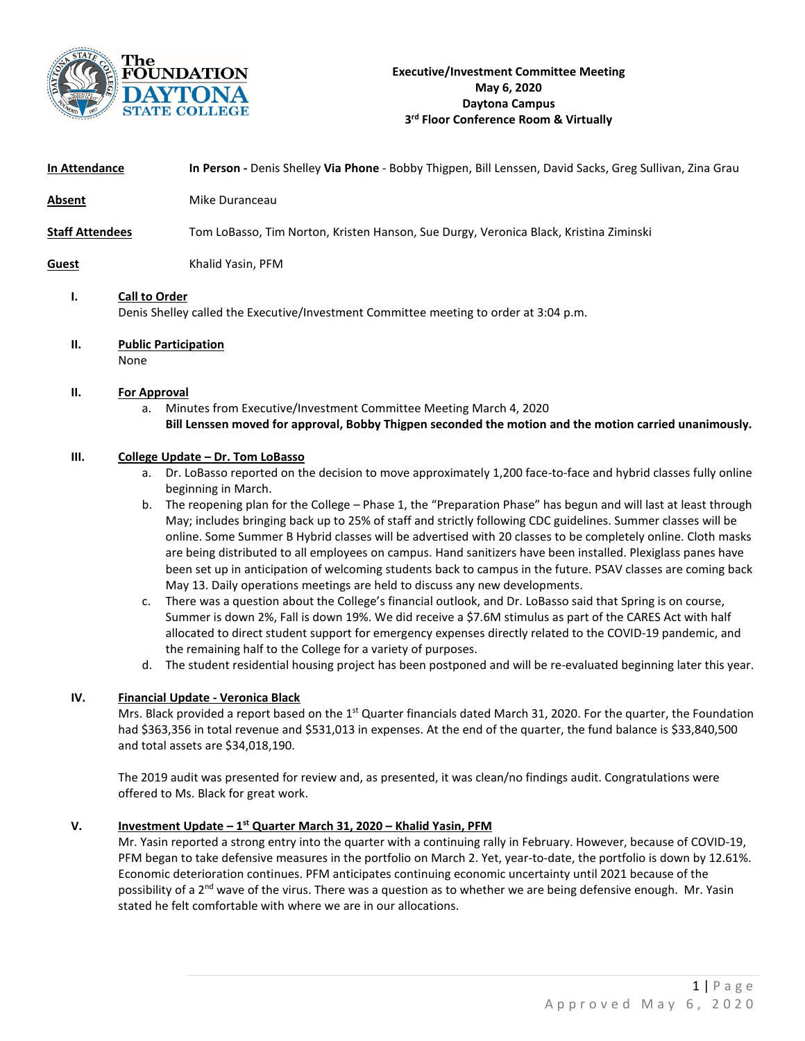# Executive/Investment Committee Meeting
**May 6, 2020**
**Daytona Campus**
**3rd Floor Conference Room & Virtually**

**In Attendance** — **In Person -** Denis Shelley **Via Phone** - Bobby Thigpen, Bill Lenssen, David Sacks, Greg Sullivan, Zina Grau

**Absent** — Mike Duranceau

**Staff Attendees** — Tom LoBasso, Tim Norton, Kristen Hanson, Sue Durgy, Veronica Black, Kristina Ziminski

**Guest** — Khalid Yasin, PFM

## I. Call to Order

Denis Shelley called the Executive/Investment Committee meeting to order at 3:04 p.m.

## II. Public Participation

None

## II. For Approval

a. Minutes from Executive/Investment Committee Meeting March 4, 2020
   **Bill Lenssen moved for approval, Bobby Thigpen seconded the motion and the motion carried unanimously.**

## III. College Update – Dr. Tom LoBasso

a. Dr. LoBasso reported on the decision to move approximately 1,200 face-to-face and hybrid classes fully online beginning in March.
b. The reopening plan for the College – Phase 1, the "Preparation Phase" has begun and will last at least through May; includes bringing back up to 25% of staff and strictly following CDC guidelines. Summer classes will be online. Some Summer B Hybrid classes will be advertised with 20 classes to be completely online. Cloth masks are being distributed to all employees on campus. Hand sanitizers have been installed. Plexiglass panes have been set up in anticipation of welcoming students back to campus in the future. PSAV classes are coming back May 13. Daily operations meetings are held to discuss any new developments.
c. There was a question about the College's financial outlook, and Dr. LoBasso said that Spring is on course, Summer is down 2%, Fall is down 19%. We did receive a $7.6M stimulus as part of the CARES Act with half allocated to direct student support for emergency expenses directly related to the COVID-19 pandemic, and the remaining half to the College for a variety of purposes.
d. The student residential housing project has been postponed and will be re-evaluated beginning later this year.

## IV. Financial Update - Veronica Black

Mrs. Black provided a report based on the 1st Quarter financials dated March 31, 2020. For the quarter, the Foundation had $363,356 in total revenue and $531,013 in expenses. At the end of the quarter, the fund balance is $33,840,500 and total assets are $34,018,190.

The 2019 audit was presented for review and, as presented, it was clean/no findings audit. Congratulations were offered to Ms. Black for great work.

## V. Investment Update – 1st Quarter March 31, 2020 – Khalid Yasin, PFM

Mr. Yasin reported a strong entry into the quarter with a continuing rally in February. However, because of COVID-19, PFM began to take defensive measures in the portfolio on March 2. Yet, year-to-date, the portfolio is down by 12.61%. Economic deterioration continues. PFM anticipates continuing economic uncertainty until 2021 because of the possibility of a 2nd wave of the virus. There was a question as to whether we are being defensive enough. Mr. Yasin stated he felt comfortable with where we are in our allocations.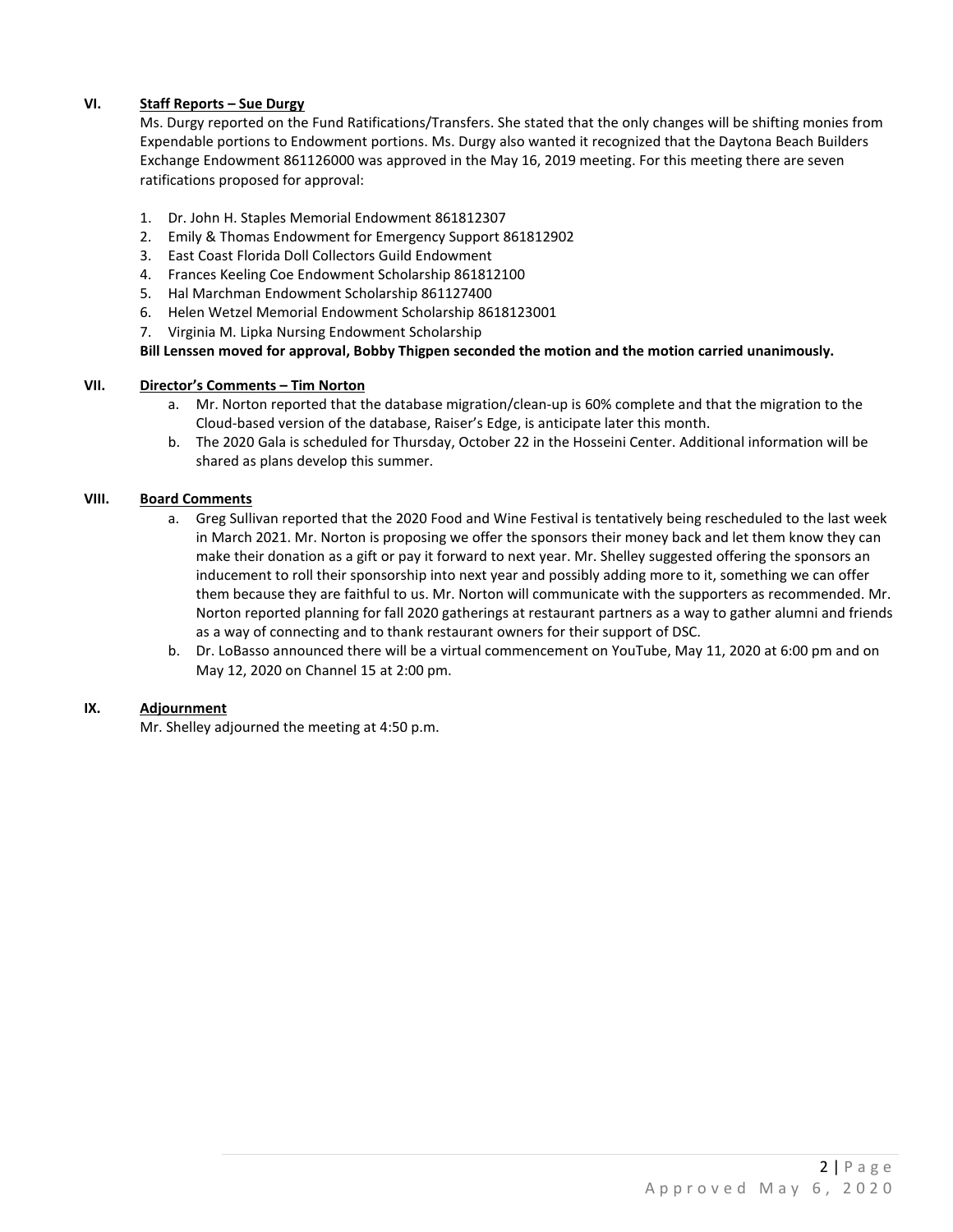## VI. Staff Reports – Sue Durgy

Ms. Durgy reported on the Fund Ratifications/Transfers. She stated that the only changes will be shifting monies from Expendable portions to Endowment portions. Ms. Durgy also wanted it recognized that the Daytona Beach Builders Exchange Endowment 861126000 was approved in the May 16, 2019 meeting. For this meeting there are seven ratifications proposed for approval:

1. Dr. John H. Staples Memorial Endowment 861812307
2. Emily & Thomas Endowment for Emergency Support 861812902
3. East Coast Florida Doll Collectors Guild Endowment
4. Frances Keeling Coe Endowment Scholarship 861812100
5. Hal Marchman Endowment Scholarship 861127400
6. Helen Wetzel Memorial Endowment Scholarship 8618123001
7. Virginia M. Lipka Nursing Endowment Scholarship

**Bill Lenssen moved for approval, Bobby Thigpen seconded the motion and the motion carried unanimously.**

## VII. Director's Comments – Tim Norton

a. Mr. Norton reported that the database migration/clean-up is 60% complete and that the migration to the Cloud-based version of the database, Raiser's Edge, is anticipate later this month.
b. The 2020 Gala is scheduled for Thursday, October 22 in the Hosseini Center. Additional information will be shared as plans develop this summer.

## VIII. Board Comments

a. Greg Sullivan reported that the 2020 Food and Wine Festival is tentatively being rescheduled to the last week in March 2021. Mr. Norton is proposing we offer the sponsors their money back and let them know they can make their donation as a gift or pay it forward to next year. Mr. Shelley suggested offering the sponsors an inducement to roll their sponsorship into next year and possibly adding more to it, something we can offer them because they are faithful to us. Mr. Norton will communicate with the supporters as recommended. Mr. Norton reported planning for fall 2020 gatherings at restaurant partners as a way to gather alumni and friends as a way of connecting and to thank restaurant owners for their support of DSC.
b. Dr. LoBasso announced there will be a virtual commencement on YouTube, May 11, 2020 at 6:00 pm and on May 12, 2020 on Channel 15 at 2:00 pm.

## IX. Adjournment

Mr. Shelley adjourned the meeting at 4:50 p.m.

Approved May 6, 2020